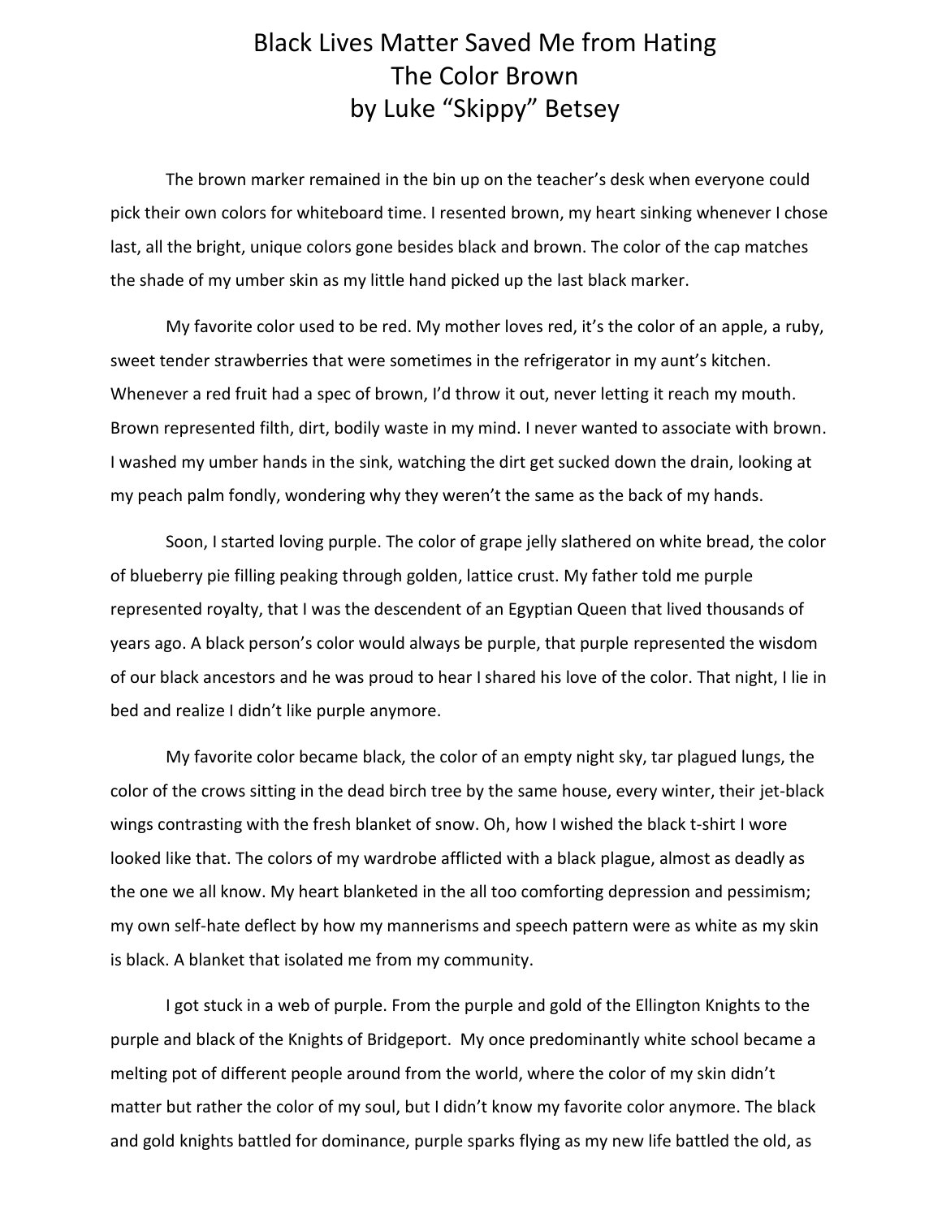# Black Lives Matter Saved Me from Hating The Color Brown
by Luke "Skippy" Betsey

The brown marker remained in the bin up on the teacher's desk when everyone could pick their own colors for whiteboard time. I resented brown, my heart sinking whenever I chose last, all the bright, unique colors gone besides black and brown. The color of the cap matches the shade of my umber skin as my little hand picked up the last black marker.

My favorite color used to be red. My mother loves red, it's the color of an apple, a ruby, sweet tender strawberries that were sometimes in the refrigerator in my aunt's kitchen. Whenever a red fruit had a spec of brown, I'd throw it out, never letting it reach my mouth. Brown represented filth, dirt, bodily waste in my mind. I never wanted to associate with brown. I washed my umber hands in the sink, watching the dirt get sucked down the drain, looking at my peach palm fondly, wondering why they weren't the same as the back of my hands.

Soon, I started loving purple. The color of grape jelly slathered on white bread, the color of blueberry pie filling peaking through golden, lattice crust. My father told me purple represented royalty, that I was the descendent of an Egyptian Queen that lived thousands of years ago. A black person's color would always be purple, that purple represented the wisdom of our black ancestors and he was proud to hear I shared his love of the color. That night, I lie in bed and realize I didn't like purple anymore.

My favorite color became black, the color of an empty night sky, tar plagued lungs, the color of the crows sitting in the dead birch tree by the same house, every winter, their jet-black wings contrasting with the fresh blanket of snow. Oh, how I wished the black t-shirt I wore looked like that. The colors of my wardrobe afflicted with a black plague, almost as deadly as the one we all know. My heart blanketed in the all too comforting depression and pessimism; my own self-hate deflect by how my mannerisms and speech pattern were as white as my skin is black. A blanket that isolated me from my community.

I got stuck in a web of purple. From the purple and gold of the Ellington Knights to the purple and black of the Knights of Bridgeport. My once predominantly white school became a melting pot of different people around from the world, where the color of my skin didn't matter but rather the color of my soul, but I didn't know my favorite color anymore. The black and gold knights battled for dominance, purple sparks flying as my new life battled the old, as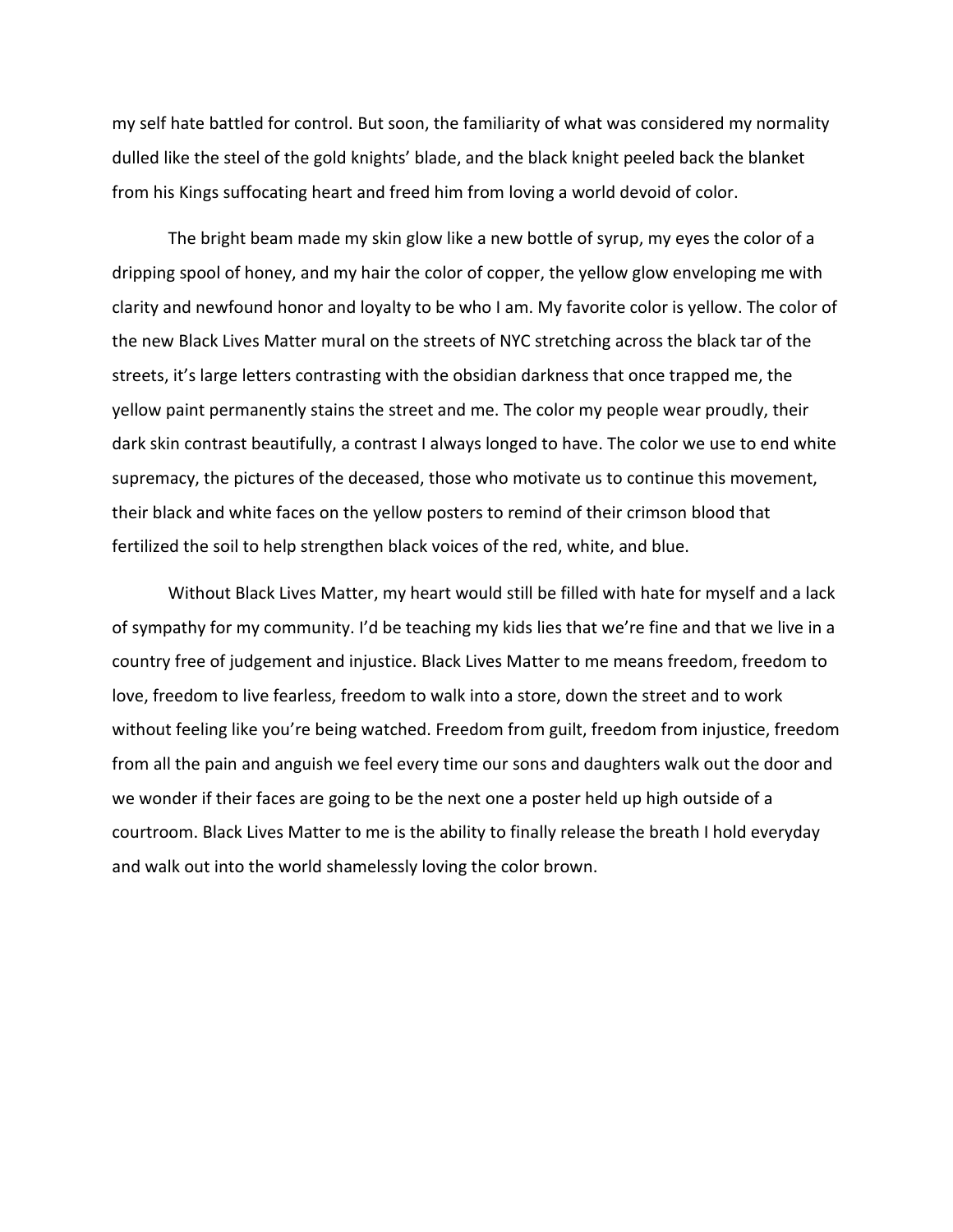my self hate battled for control. But soon, the familiarity of what was considered my normality dulled like the steel of the gold knights' blade, and the black knight peeled back the blanket from his Kings suffocating heart and freed him from loving a world devoid of color.

The bright beam made my skin glow like a new bottle of syrup, my eyes the color of a dripping spool of honey, and my hair the color of copper, the yellow glow enveloping me with clarity and newfound honor and loyalty to be who I am. My favorite color is yellow. The color of the new Black Lives Matter mural on the streets of NYC stretching across the black tar of the streets, it's large letters contrasting with the obsidian darkness that once trapped me, the yellow paint permanently stains the street and me. The color my people wear proudly, their dark skin contrast beautifully, a contrast I always longed to have. The color we use to end white supremacy, the pictures of the deceased, those who motivate us to continue this movement, their black and white faces on the yellow posters to remind of their crimson blood that fertilized the soil to help strengthen black voices of the red, white, and blue.

Without Black Lives Matter, my heart would still be filled with hate for myself and a lack of sympathy for my community. I'd be teaching my kids lies that we're fine and that we live in a country free of judgement and injustice. Black Lives Matter to me means freedom, freedom to love, freedom to live fearless, freedom to walk into a store, down the street and to work without feeling like you're being watched. Freedom from guilt, freedom from injustice, freedom from all the pain and anguish we feel every time our sons and daughters walk out the door and we wonder if their faces are going to be the next one a poster held up high outside of a courtroom. Black Lives Matter to me is the ability to finally release the breath I hold everyday and walk out into the world shamelessly loving the color brown.